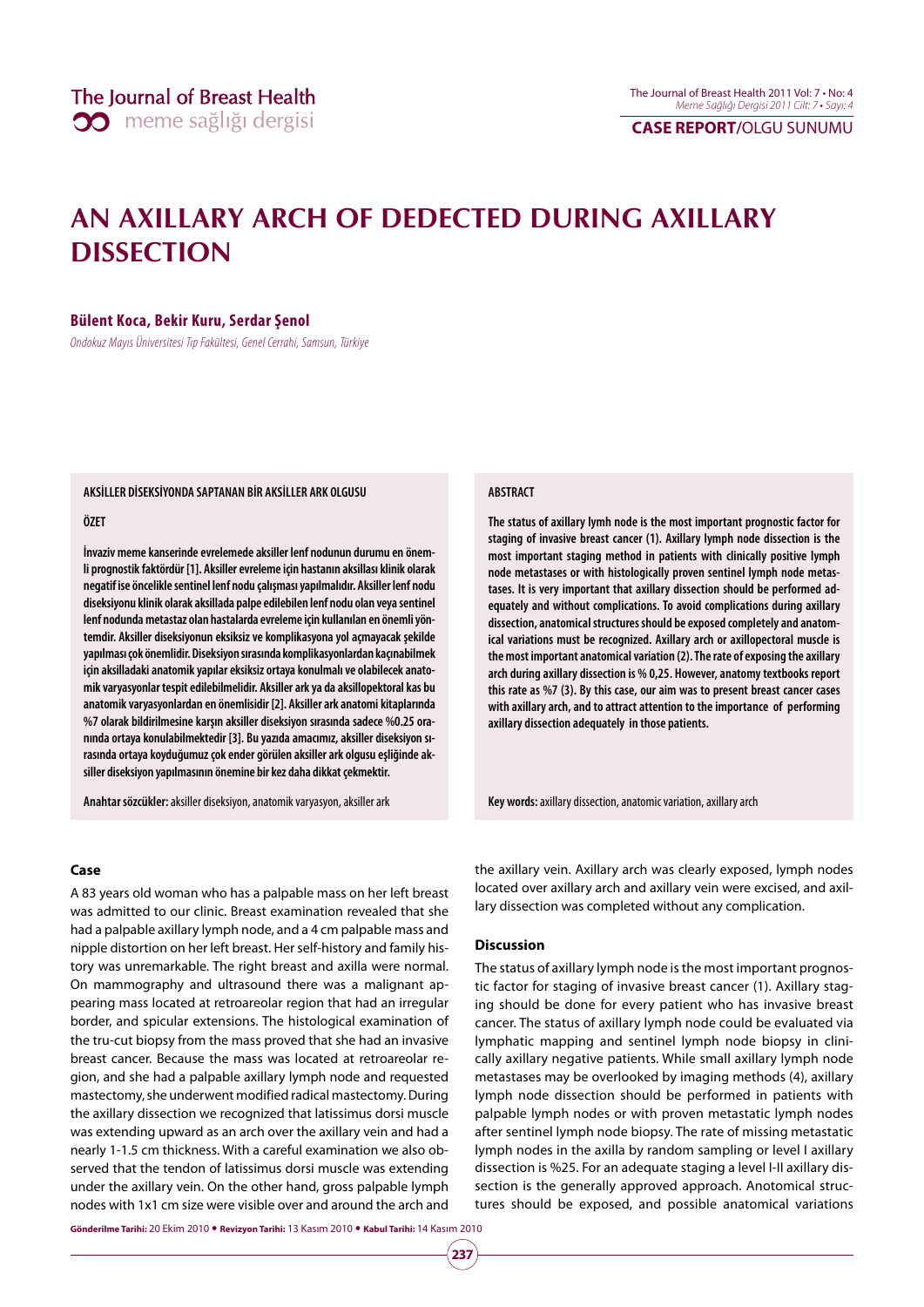# AN AXILLARY ARCH OF DEDECTED DURING AXILLARY DISSECTION

**Bülent Koca, Bekir Kuru, Serdar Şenol**

*Ondokuz Mayıs Üniversitesi Tıp Fakültesi, Genel Cerrahi, Samsun, Türkiye*

**AKSİLLER DİSEKSİYONDA SAPTANAN BİR AKSİLLER ARK OLGUSU**

**ÖZET**

**İnvaziv meme kanserinde evrelemede aksiller lenf nodunun durumu en önemli prognostik faktördür [1]. Aksiller evreleme için hastanın aksillası klinik olarak negatif ise öncelikle sentinel lenf nodu çalışması yapılmalıdır. Aksiller lenf nodu diseksiyonu klinik olarak aksillada palpe edilebilen lenf nodu olan veya sentinel lenf nodunda metastaz olan hastalarda evreleme için kullanılan en önemli yöntemdir. Aksiller diseksiyonun eksiksiz ve komplikasyona yol açmayacak şekilde yapılması çok önemlidir. Diseksiyon sırasında komplikasyonlardan kaçınabilmek için aksilladaki anatomik yapılar eksiksiz ortaya konulmalı ve olabilecek anatomik varyasyonlar tespit edilebilmelidir. Aksiller ark ya da aksillopektoral kas bu anatomik varyasyonlardan en önemlisidir [2]. Aksiller ark anatomi kitaplarında %7 olarak bildirilmesine karşın aksiller diseksiyon sırasında sadece %0.25 oranında ortaya konulabilmektedir [3]. Bu yazıda amacımız, aksiller diseksiyon sırasında ortaya koyduğumuz çok ender görülen aksiller ark olgusu eşliğinde aksiller diseksiyon yapılmasının önemine bir kez daha dikkat çekmektir.**

**Anahtar sözcükler:** aksiller diseksiyon, anatomik varyasyon, aksiller ark

**ABSTRACT**

**The status of axillary lymh node is the most important prognostic factor for staging of invasive breast cancer (1). Axillary lymph node dissection is the most important staging method in patients with clinically positive lymph node metastases or with histologically proven sentinel lymph node metastases. It is very important that axillary dissection should be performed adequately and without complications. To avoid complications during axillary dissection, anatomical structures should be exposed completely and anatomical variations must be recognized. Axillary arch or axillopectoral muscle is the most important anatomical variation (2). The rate of exposing the axillary arch during axillary dissection is % 0,25. However, anatomy textbooks report this rate as %7 (3). By this case, our aim was to present breast cancer cases with axillary arch, and to attract attention to the importance of performing axillary dissection adequately in those patients.**

**Key words:** axillary dissection, anatomic variation, axillary arch

### Case

A 83 years old woman who has a palpable mass on her left breast was admitted to our clinic. Breast examination revealed that she had a palpable axillary lymph node, and a 4 cm palpable mass and nipple distortion on her left breast. Her self-history and family history was unremarkable. The right breast and axilla were normal. On mammography and ultrasound there was a malignant appearing mass located at retroareolar region that had an irregular border, and spicular extensions. The histological examination of the tru-cut biopsy from the mass proved that she had an invasive breast cancer. Because the mass was located at retroareolar region, and she had a palpable axillary lymph node and requested mastectomy, she underwent modified radical mastectomy. During the axillary dissection we recognized that latissimus dorsi muscle was extending upward as an arch over the axillary vein and had a nearly 1-1.5 cm thickness. With a careful examination we also observed that the tendon of latissimus dorsi muscle was extending under the axillary vein. On the other hand, gross palpable lymph nodes with 1x1 cm size were visible over and around the arch and the axillary vein. Axillary arch was clearly exposed, lymph nodes located over axillary arch and axillary vein were excised, and axillary dissection was completed without any complication.

### Discussion

The status of axillary lymph node is the most important prognostic factor for staging of invasive breast cancer (1). Axillary staging should be done for every patient who has invasive breast cancer. The status of axillary lymph node could be evaluated via lymphatic mapping and sentinel lymph node biopsy in clinically axillary negative patients. While small axillary lymph node metastases may be overlooked by imaging methods (4), axillary lymph node dissection should be performed in patients with palpable lymph nodes or with proven metastatic lymph nodes after sentinel lymph node biopsy. The rate of missing metastatic lymph nodes in the axilla by random sampling or level I axillary dissection is %25. For an adequate staging a level I-II axillary dissection is the generally approved approach. Anotomical structures should be exposed, and possible anatomical variations

**Gönderilme Tarihi:** 20 Ekim 2010 • **Revizyon Tarihi:** 13 Kasım 2010 • **Kabul Tarihi:** 14 Kasım 2010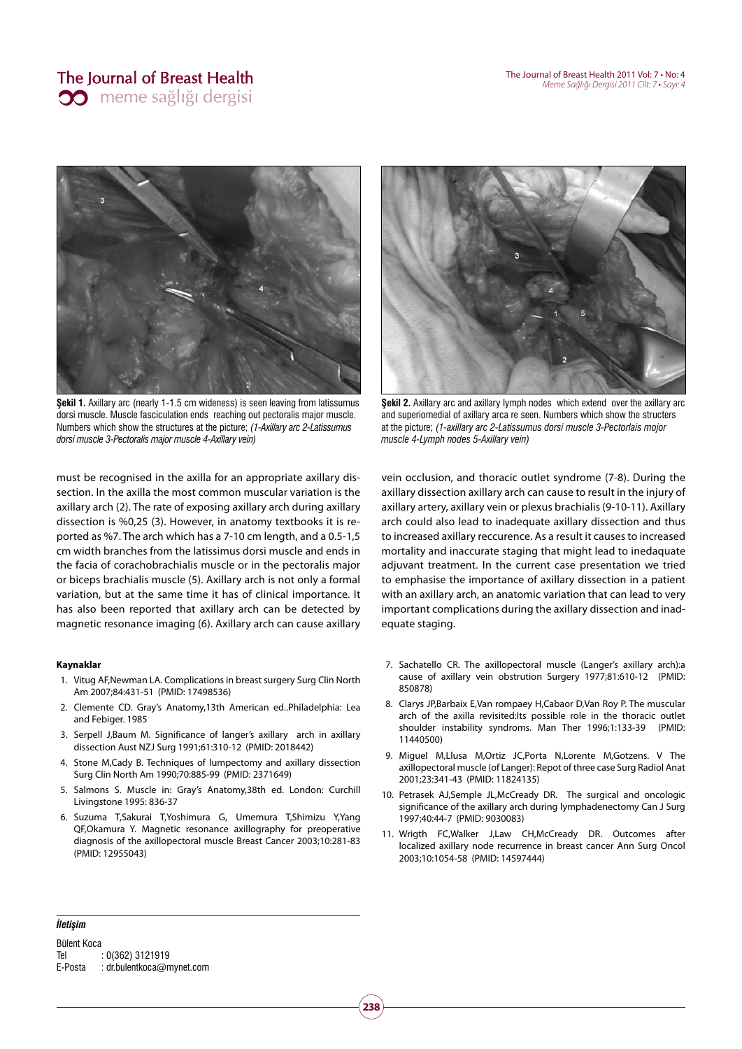**Şekil 1.** Axillary arc (nearly 1-1.5 cm wideness) is seen leaving from latissumus dorsi muscle. Muscle fasciculation ends reaching out pectoralis major muscle. Numbers which show the structures at the picture; *(1-Axillary arc 2-Latissumus dorsi muscle 3-Pectoralis major muscle 4-Axillary vein)*

**Şekil 2.** Axillary arc and axillary lymph nodes which extend over the axillary arc and superiomedial of axillary arca re seen. Numbers which show the structers at the picture; *(1-axillary arc 2-Latissumus dorsi muscle 3-Pectorlais mojor muscle 4-Lymph nodes 5-Axillary vein)*

must be recognised in the axilla for an appropriate axillary dissection. In the axilla the most common muscular variation is the axillary arch (2). The rate of exposing axillary arch during axillary dissection is %0,25 (3). However, in anatomy textbooks it is reported as %7. The arch which has a 7-10 cm length, and a 0.5-1,5 cm width branches from the latissimus dorsi muscle and ends in the facia of corachobrachialis muscle or in the pectoralis major or biceps brachialis muscle (5). Axillary arch is not only a formal variation, but at the same time it has of clinical importance. It has also been reported that axillary arch can be detected by magnetic resonance imaging (6). Axillary arch can cause axillary vein occlusion, and thoracic outlet syndrome (7-8). During the axillary dissection axillary arch can cause to result in the injury of axillary artery, axillary vein or plexus brachialis (9-10-11). Axillary arch could also lead to inadequate axillary dissection and thus to increased axillary reccurence. As a result it causes to increased mortality and inaccurate staging that might lead to inedaquate adjuvant treatment. In the current case presentation we tried to emphasise the importance of axillary dissection in a patient with an axillary arch, an anatomic variation that can lead to very important complications during the axillary dissection and inadequate staging.

#### Kaynaklar

1. Vitug AF,Newman LA. Complications in breast surgery Surg Clin North Am 2007;84:431-51 (PMID: 17498536)
2. Clemente CD. Gray's Anatomy,13th American ed..Philadelphia: Lea and Febiger. 1985
3. Serpell J,Baum M. Significance of langer's axillary arch in axillary dissection Aust NZJ Surg 1991;61:310-12 (PMID: 2018442)
4. Stone M,Cady B. Techniques of lumpectomy and axillary dissection Surg Clin North Am 1990;70:885-99 (PMID: 2371649)
5. Salmons S. Muscle in: Gray's Anatomy,38th ed. London: Curchill Livingstone 1995: 836-37
6. Suzuma T,Sakurai T,Yoshimura G, Umemura T,Shimizu Y,Yang QF,Okamura Y. Magnetic resonance axillography for preoperative diagnosis of the axillopectoral muscle Breast Cancer 2003;10:281-83 (PMID: 12955043)
7. Sachatello CR. The axillopectoral muscle (Langer's axillary arch):a cause of axillary vein obstrution Surgery 1977;81:610-12 (PMID: 850878)
8. Clarys JP,Barbaix E,Van rompaey H,Cabaor D,Van Roy P. The muscular arch of the axilla revisited:Its possible role in the thoracic outlet shoulder instability syndroms. Man Ther 1996;1:133-39 (PMID: 11440500)
9. Miguel M,Llusa M,Ortiz JC,Porta N,Lorente M,Gotzens. V The axillopectoral muscle (of Langer): Repot of three case Surg Radiol Anat 2001;23:341-43 (PMID: 11824135)
10. Petrasek AJ,Semple JL,McCready DR. The surgical and oncologic significance of the axillary arch during lymphadenectomy Can J Surg 1997;40:44-7 (PMID: 9030083)
11. Wrigth FC,Walker J,Law CH,McCready DR. Outcomes after localized axillary node recurrence in breast cancer Ann Surg Oncol 2003;10:1054-58 (PMID: 14597444)

***İletişim***

Bülent Koca
Tel : 0(362) 3121919
E-Posta : dr.bulentkoca@mynet.com